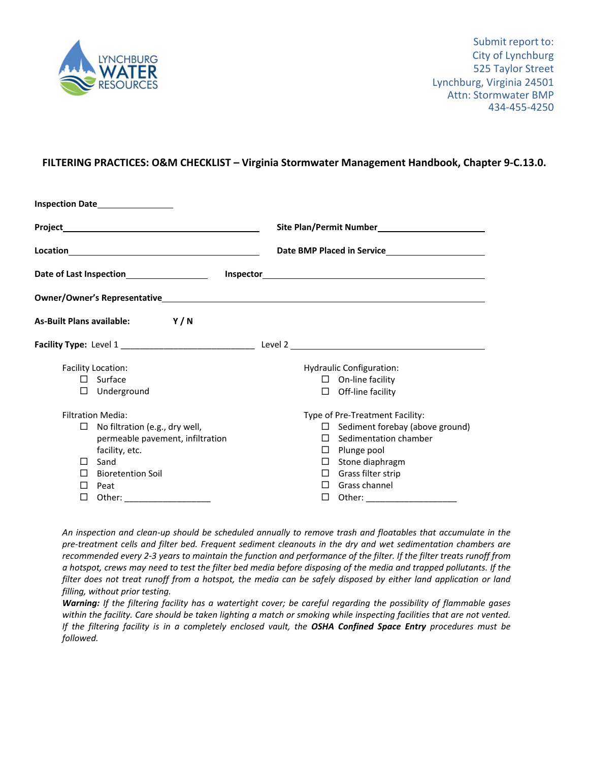LYNCHBURG WATER RESOURCES

Submit report to:
City of Lynchburg
525 Taylor Street
Lynchburg, Virginia 24501
Attn: Stormwater BMP
434-455-4250

## FILTERING PRACTICES: O&M CHECKLIST – Virginia Stormwater Management Handbook, Chapter 9-C.13.0.

**Inspection Date**________________

**Project**_______________________________________________ **Site Plan/Permit Number**____________________

**Location**______________________________________________ **Date BMP Placed in Service**__________________

**Date of Last Inspection**________________ **Inspector**____________________________________________

**Owner/Owner's Representative**_________________________________________________________________

**As-Built Plans available:** **Y / N**

**Facility Type:** Level 1 ____________________________ Level 2 ________________________________________

Facility Location:
- ☐ Surface
- ☐ Underground

Hydraulic Configuration:
- ☐ On-line facility
- ☐ Off-line facility

Filtration Media:
- ☐ No filtration (e.g., dry well, permeable pavement, infiltration facility, etc.
- ☐ Sand
- ☐ Bioretention Soil
- ☐ Peat
- ☐ Other: ___________________

Type of Pre-Treatment Facility:
- ☐ Sediment forebay (above ground)
- ☐ Sedimentation chamber
- ☐ Plunge pool
- ☐ Stone diaphragm
- ☐ Grass filter strip
- ☐ Grass channel
- ☐ Other: ___________________

*An inspection and clean-up should be scheduled annually to remove trash and floatables that accumulate in the pre-treatment cells and filter bed. Frequent sediment cleanouts in the dry and wet sedimentation chambers are recommended every 2-3 years to maintain the function and performance of the filter. If the filter treats runoff from a hotspot, crews may need to test the filter bed media before disposing of the media and trapped pollutants. If the filter does not treat runoff from a hotspot, the media can be safely disposed by either land application or land filling, without prior testing.*
***Warning:*** *If the filtering facility has a watertight cover; be careful regarding the possibility of flammable gases within the facility. Care should be taken lighting a match or smoking while inspecting facilities that are not vented. If the filtering facility is in a completely enclosed vault, the* ***OSHA Confined Space Entry*** *procedures must be followed.*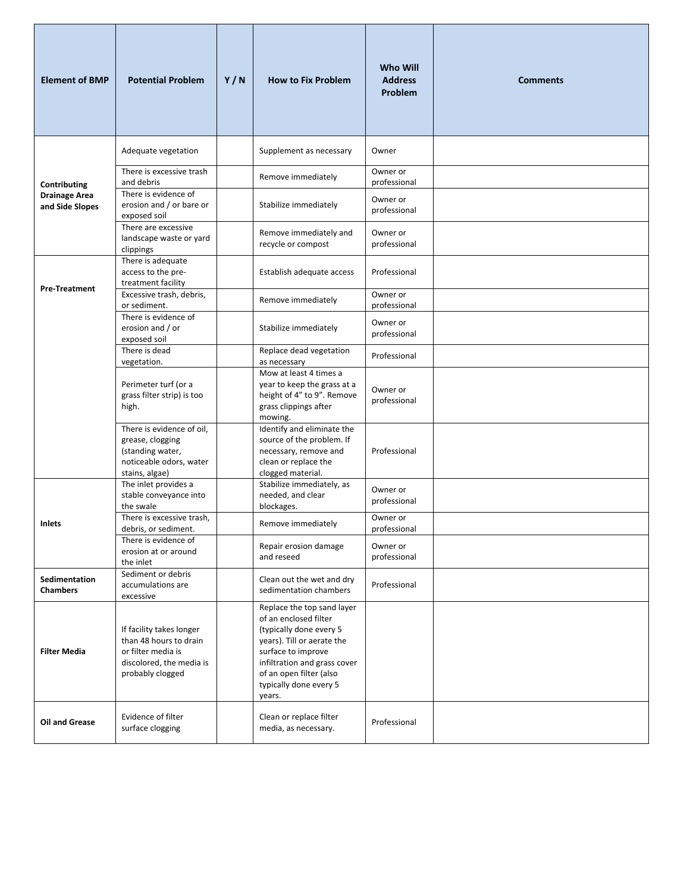| Element of BMP | Potential Problem | Y / N | How to Fix Problem | Who Will Address Problem | Comments |
|---|---|---|---|---|---|
| Contributing Drainage Area and Side Slopes | Adequate vegetation | | Supplement as necessary | Owner | |
| | There is excessive trash and debris | | Remove immediately | Owner or professional | |
| | There is evidence of erosion and / or bare or exposed soil | | Stabilize immediately | Owner or professional | |
| | There are excessive landscape waste or yard clippings | | Remove immediately and recycle or compost | Owner or professional | |
| Pre-Treatment | There is adequate access to the pre-treatment facility | | Establish adequate access | Professional | |
| | Excessive trash, debris, or sediment. | | Remove immediately | Owner or professional | |
| | There is evidence of erosion and / or exposed soil | | Stabilize immediately | Owner or professional | |
| | There is dead vegetation. | | Replace dead vegetation as necessary | Professional | |
| | Perimeter turf (or a grass filter strip) is too high. | | Mow at least 4 times a year to keep the grass at a height of 4" to 9". Remove grass clippings after mowing. | Owner or professional | |
| | There is evidence of oil, grease, clogging (standing water, noticeable odors, water stains, algae) | | Identify and eliminate the source of the problem. If necessary, remove and clean or replace the clogged material. | Professional | |
| Inlets | The inlet provides a stable conveyance into the swale | | Stabilize immediately, as needed, and clear blockages. | Owner or professional | |
| | There is excessive trash, debris, or sediment. | | Remove immediately | Owner or professional | |
| | There is evidence of erosion at or around the inlet | | Repair erosion damage and reseed | Owner or professional | |
| Sedimentation Chambers | Sediment or debris accumulations are excessive | | Clean out the wet and dry sedimentation chambers | Professional | |
| Filter Media | If facility takes longer than 48 hours to drain or filter media is discolored, the media is probably clogged | | Replace the top sand layer of an enclosed filter (typically done every 5 years). Till or aerate the surface to improve infiltration and grass cover of an open filter (also typically done every 5 years. | | |
| Oil and Grease | Evidence of filter surface clogging | | Clean or replace filter media, as necessary. | Professional | |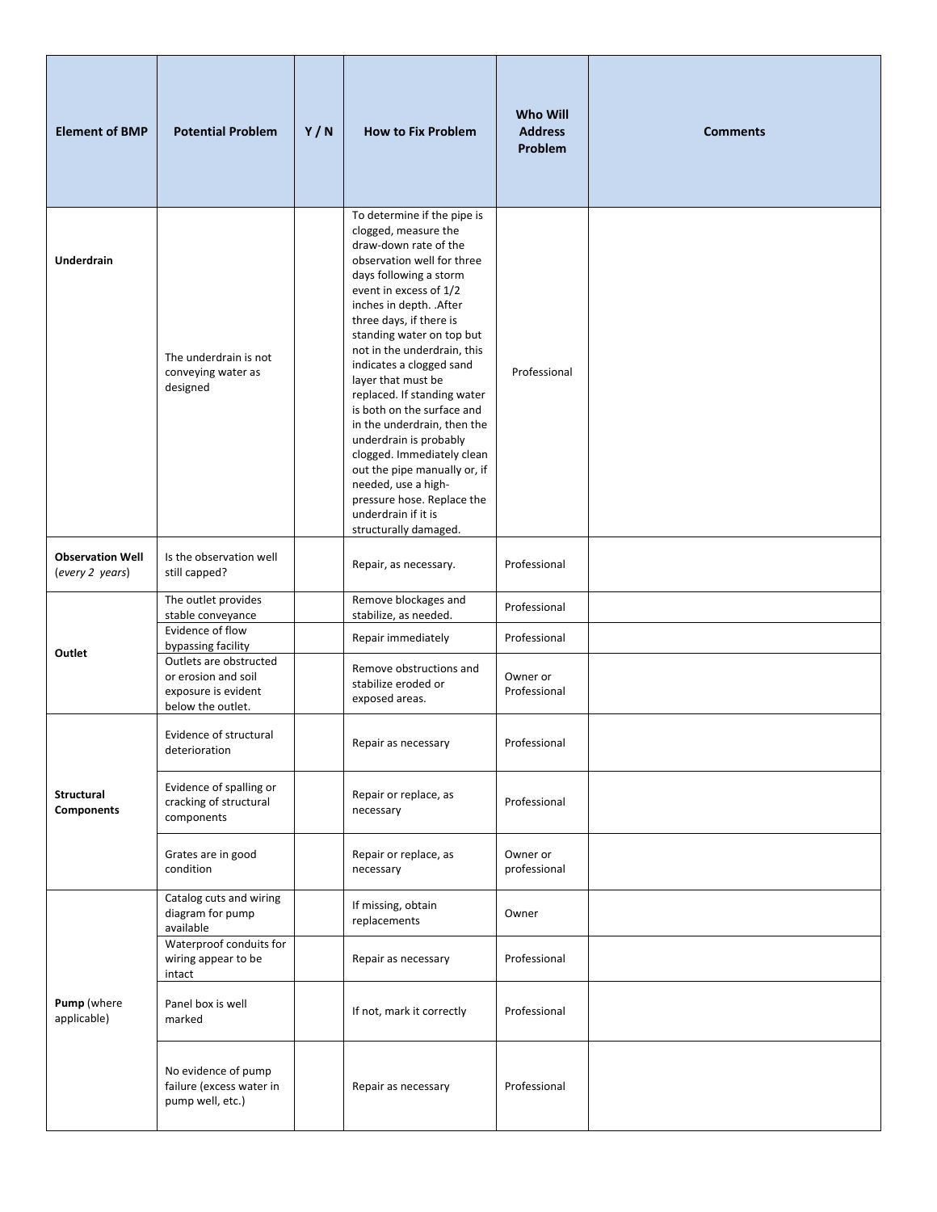| Element of BMP | Potential Problem | Y / N | How to Fix Problem | Who Will Address Problem | Comments |
|---|---|---|---|---|---|
| **Underdrain** | The underdrain is not conveying water as designed | | To determine if the pipe is clogged, measure the draw-down rate of the observation well for three days following a storm event in excess of 1/2 inches in depth. .After three days, if there is standing water on top but not in the underdrain, this indicates a clogged sand layer that must be replaced. If standing water is both on the surface and in the underdrain, then the underdrain is probably clogged. Immediately clean out the pipe manually or, if needed, use a high-pressure hose. Replace the underdrain if it is structurally damaged. | Professional | |
| **Observation Well** (*every 2 years*) | Is the observation well still capped? | | Repair, as necessary. | Professional | |
| **Outlet** | The outlet provides stable conveyance | | Remove blockages and stabilize, as needed. | Professional | |
| | Evidence of flow bypassing facility | | Repair immediately | Professional | |
| | Outlets are obstructed or erosion and soil exposure is evident below the outlet. | | Remove obstructions and stabilize eroded or exposed areas. | Owner or Professional | |
| **Structural Components** | Evidence of structural deterioration | | Repair as necessary | Professional | |
| | Evidence of spalling or cracking of structural components | | Repair or replace, as necessary | Professional | |
| | Grates are in good condition | | Repair or replace, as necessary | Owner or professional | |
| **Pump** (where applicable) | Catalog cuts and wiring diagram for pump available | | If missing, obtain replacements | Owner | |
| | Waterproof conduits for wiring appear to be intact | | Repair as necessary | Professional | |
| | Panel box is well marked | | If not, mark it correctly | Professional | |
| | No evidence of pump failure (excess water in pump well, etc.) | | Repair as necessary | Professional | |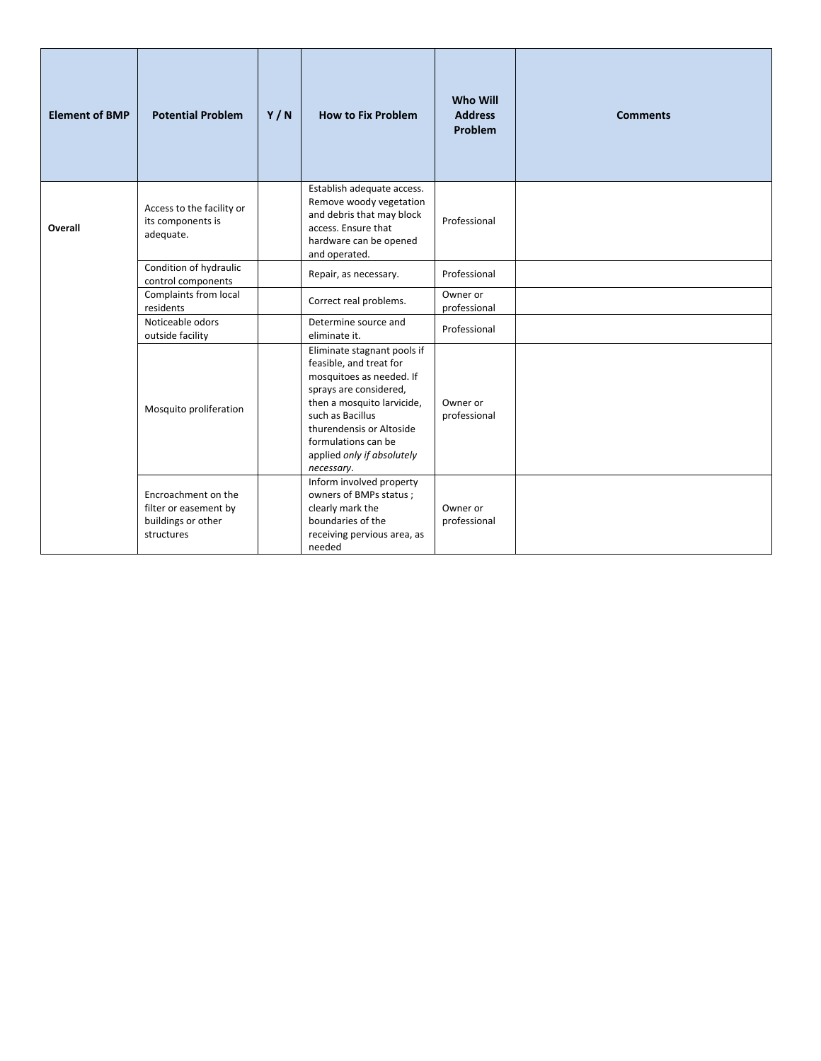| Element of BMP | Potential Problem | Y / N | How to Fix Problem | Who Will Address Problem | Comments |
| --- | --- | --- | --- | --- | --- |
| **Overall** | Access to the facility or its components is adequate. | | Establish adequate access. Remove woody vegetation and debris that may block access. Ensure that hardware can be opened and operated. | Professional | |
| | Condition of hydraulic control components | | Repair, as necessary. | Professional | |
| | Complaints from local residents | | Correct real problems. | Owner or professional | |
| | Noticeable odors outside facility | | Determine source and eliminate it. | Professional | |
| | Mosquito proliferation | | Eliminate stagnant pools if feasible, and treat for mosquitoes as needed. If sprays are considered, then a mosquito larvicide, such as Bacillus thurendensis or Altoside formulations can be applied *only if absolutely necessary*. | Owner or professional | |
| | Encroachment on the filter or easement by buildings or other structures | | Inform involved property owners of BMPs status ; clearly mark the boundaries of the receiving pervious area, as needed | Owner or professional | |